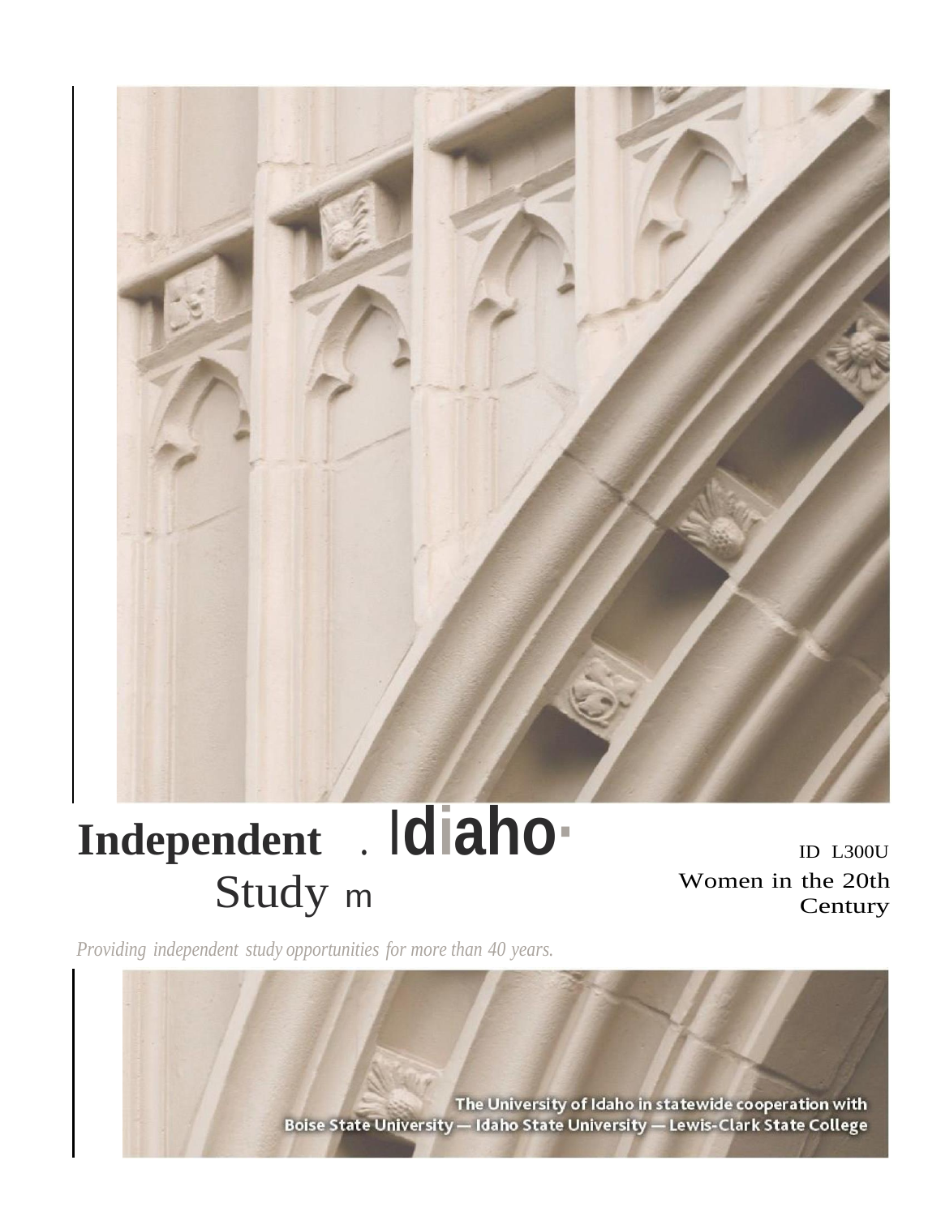**Independent Study** in **Idaho**

ID L300U

Women in the 20th Century

*Providing independent study opportunities for more than 40 years.*

The University of Idaho in statewide cooperation with
Boise State University — Idaho State University — Lewis-Clark State College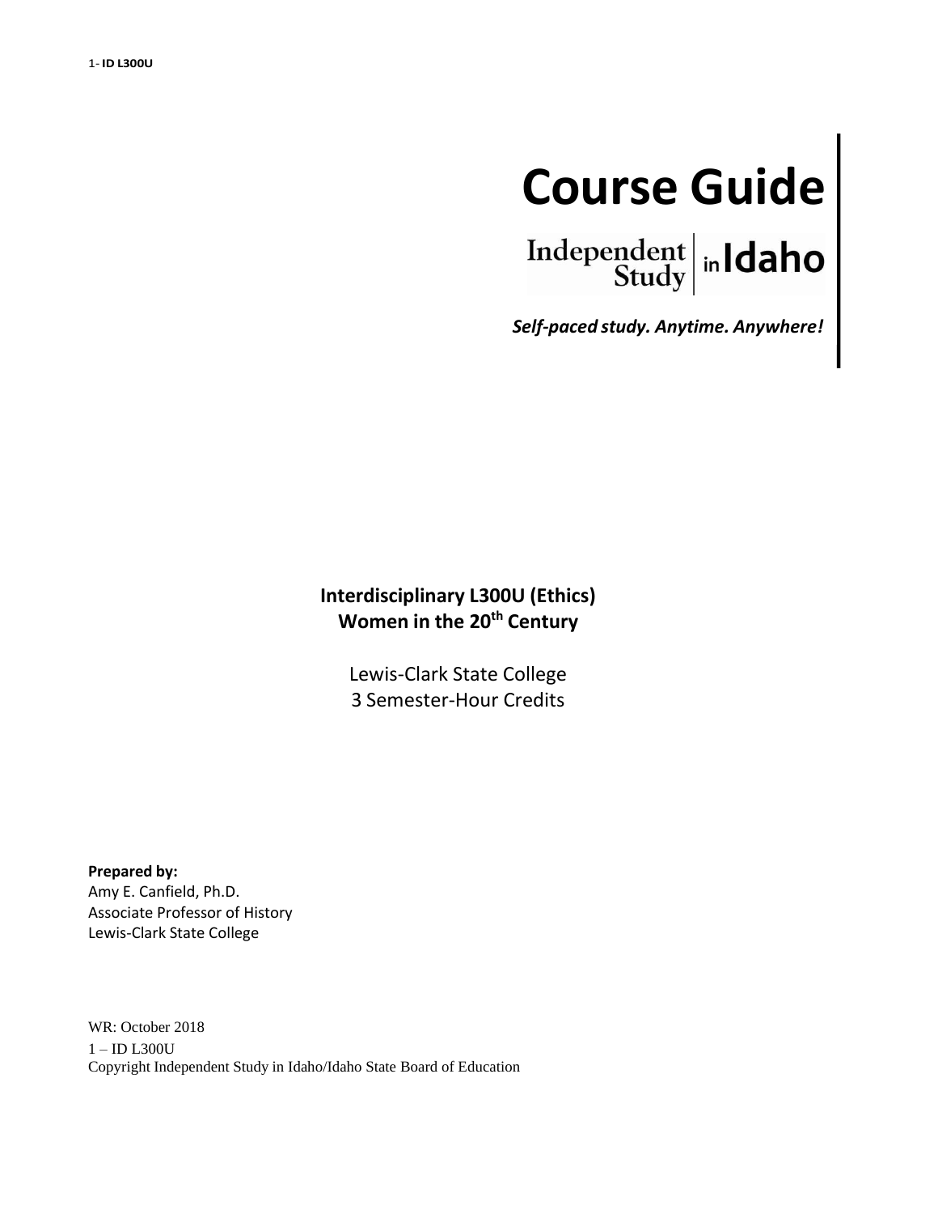# Course Guide

Independent Study in Idaho

***Self-paced study. Anytime. Anywhere!***

**Interdisciplinary L300U (Ethics)**
**Women in the 20th Century**

Lewis-Clark State College
3 Semester-Hour Credits

**Prepared by:**
Amy E. Canfield, Ph.D.
Associate Professor of History
Lewis-Clark State College

WR: October 2018
1 – ID L300U
Copyright Independent Study in Idaho/Idaho State Board of Education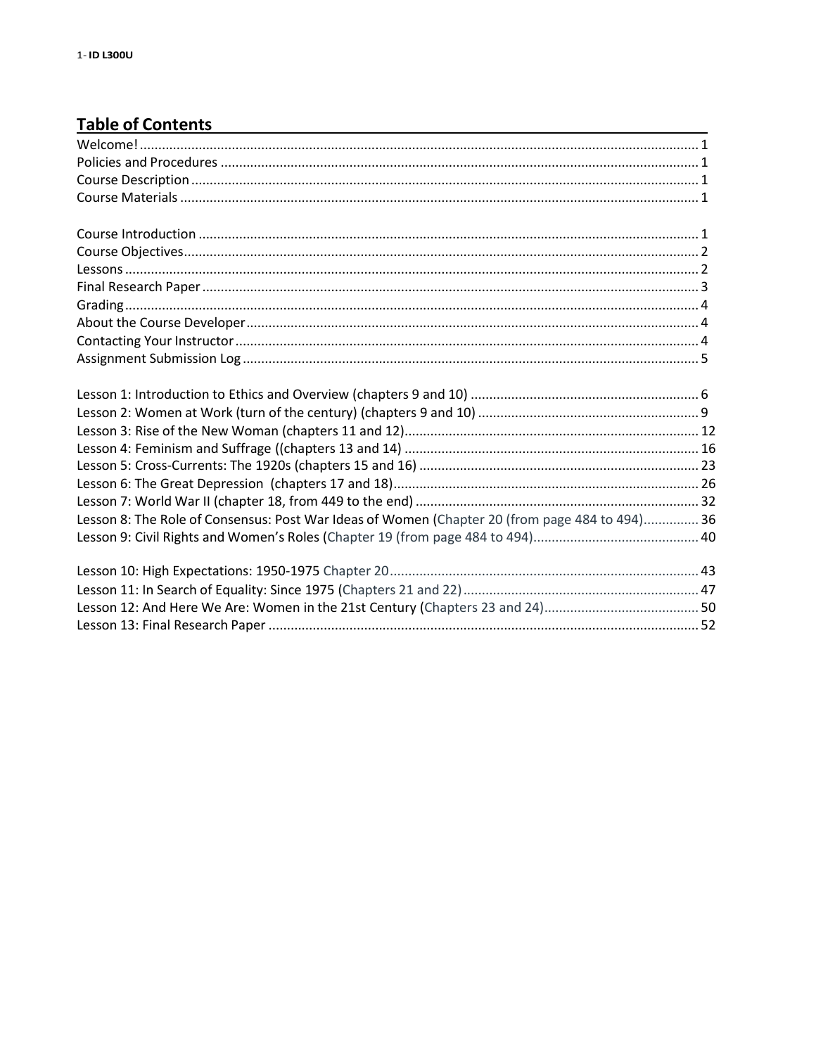## Table of Contents

Welcome! ..................................................................................................................................... 1
Policies and Procedures ................................................................................................................ 1
Course Description ........................................................................................................................ 1
Course Materials ........................................................................................................................... 1

Course Introduction ...................................................................................................................... 1
Course Objectives .......................................................................................................................... 2
Lessons .......................................................................................................................................... 2
Final Research Paper ..................................................................................................................... 3
Grading .......................................................................................................................................... 4
About the Course Developer ......................................................................................................... 4
Contacting Your Instructor ............................................................................................................ 4
Assignment Submission Log .......................................................................................................... 5

Lesson 1: Introduction to Ethics and Overview (chapters 9 and 10) ............................................. 6
Lesson 2: Women at Work (turn of the century) (chapters 9 and 10) ........................................... 9
Lesson 3: Rise of the New Woman (chapters 11 and 12) ............................................................... 12
Lesson 4: Feminism and Suffrage ((chapters 13 and 14) ............................................................... 16
Lesson 5: Cross-Currents: The 1920s (chapters 15 and 16) ........................................................... 23
Lesson 6: The Great Depression (chapters 17 and 18) .................................................................. 26
Lesson 7: World War II (chapter 18, from 449 to the end) ............................................................ 32
Lesson 8: The Role of Consensus: Post War Ideas of Women (Chapter 20 (from page 484 to 494) ............... 36
Lesson 9: Civil Rights and Women's Roles (Chapter 19 (from page 484 to 494) ............................................ 40

Lesson 10: High Expectations: 1950-1975 Chapter 20 .................................................................. 43
Lesson 11: In Search of Equality: Since 1975 (Chapters 21 and 22) ............................................... 47
Lesson 12: And Here We Are: Women in the 21st Century (Chapters 23 and 24) .......................... 50
Lesson 13: Final Research Paper .................................................................................................... 52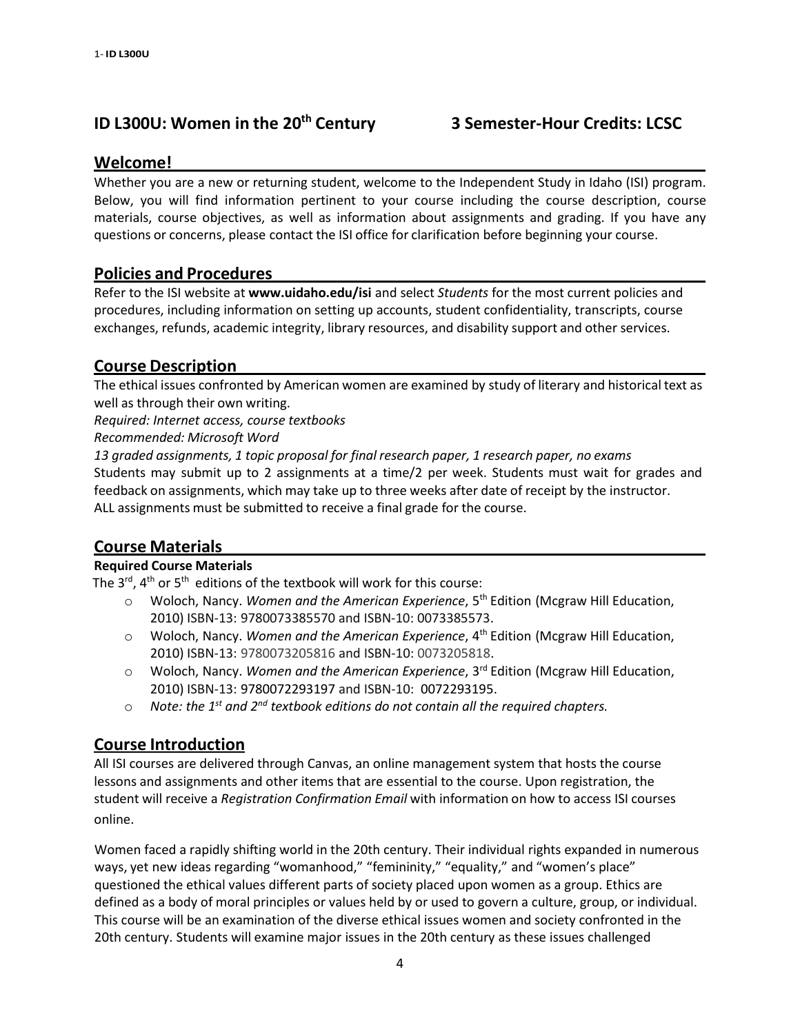# ID L300U: Women in the 20th Century    3 Semester-Hour Credits: LCSC

## Welcome!

Whether you are a new or returning student, welcome to the Independent Study in Idaho (ISI) program. Below, you will find information pertinent to your course including the course description, course materials, course objectives, as well as information about assignments and grading. If you have any questions or concerns, please contact the ISI office for clarification before beginning your course.

## Policies and Procedures

Refer to the ISI website at **www.uidaho.edu/isi** and select *Students* for the most current policies and procedures, including information on setting up accounts, student confidentiality, transcripts, course exchanges, refunds, academic integrity, library resources, and disability support and other services.

## Course Description

The ethical issues confronted by American women are examined by study of literary and historical text as well as through their own writing.

*Required: Internet access, course textbooks*

*Recommended: Microsoft Word*

*13 graded assignments, 1 topic proposal for final research paper, 1 research paper, no exams*

Students may submit up to 2 assignments at a time/2 per week. Students must wait for grades and feedback on assignments, which may take up to three weeks after date of receipt by the instructor.

ALL assignments must be submitted to receive a final grade for the course.

## Course Materials

**Required Course Materials**

The 3rd, 4th or 5th editions of the textbook will work for this course:

- Woloch, Nancy. *Women and the American Experience*, 5th Edition (Mcgraw Hill Education, 2010) ISBN-13: 9780073385570 and ISBN-10: 0073385573.
- Woloch, Nancy. *Women and the American Experience*, 4th Edition (Mcgraw Hill Education, 2010) ISBN-13: 9780073205816 and ISBN-10: 0073205818.
- Woloch, Nancy. *Women and the American Experience*, 3rd Edition (Mcgraw Hill Education, 2010) ISBN-13: 9780072293197 and ISBN-10: 0072293195.
- *Note: the 1st and 2nd textbook editions do not contain all the required chapters.*

## Course Introduction

All ISI courses are delivered through Canvas, an online management system that hosts the course lessons and assignments and other items that are essential to the course. Upon registration, the student will receive a *Registration Confirmation Email* with information on how to access ISI courses online.

Women faced a rapidly shifting world in the 20th century. Their individual rights expanded in numerous ways, yet new ideas regarding "womanhood," "femininity," "equality," and "women's place" questioned the ethical values different parts of society placed upon women as a group. Ethics are defined as a body of moral principles or values held by or used to govern a culture, group, or individual. This course will be an examination of the diverse ethical issues women and society confronted in the 20th century. Students will examine major issues in the 20th century as these issues challenged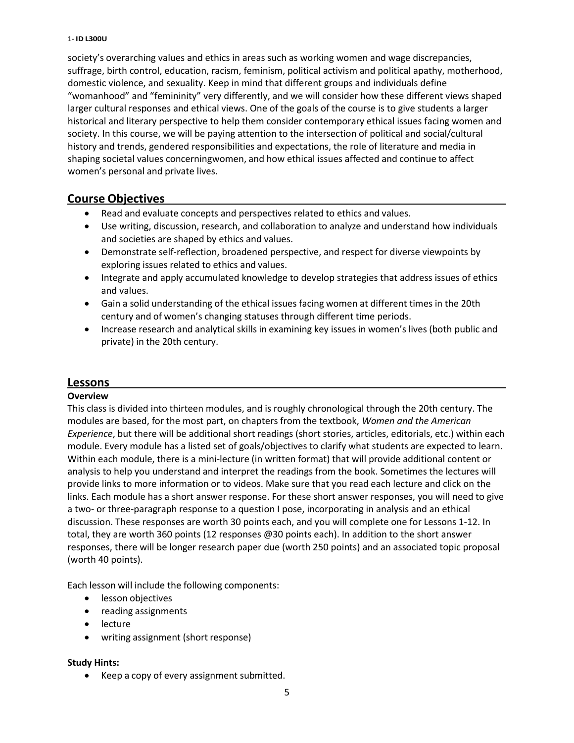society's overarching values and ethics in areas such as working women and wage discrepancies, suffrage, birth control, education, racism, feminism, political activism and political apathy, motherhood, domestic violence, and sexuality. Keep in mind that different groups and individuals define "womanhood" and "femininity" very differently, and we will consider how these different views shaped larger cultural responses and ethical views. One of the goals of the course is to give students a larger historical and literary perspective to help them consider contemporary ethical issues facing women and society. In this course, we will be paying attention to the intersection of political and social/cultural history and trends, gendered responsibilities and expectations, the role of literature and media in shaping societal values concerningwomen, and how ethical issues affected and continue to affect women's personal and private lives.

## Course Objectives

- Read and evaluate concepts and perspectives related to ethics and values.
- Use writing, discussion, research, and collaboration to analyze and understand how individuals and societies are shaped by ethics and values.
- Demonstrate self-reflection, broadened perspective, and respect for diverse viewpoints by exploring issues related to ethics and values.
- Integrate and apply accumulated knowledge to develop strategies that address issues of ethics and values.
- Gain a solid understanding of the ethical issues facing women at different times in the 20th century and of women's changing statuses through different time periods.
- Increase research and analytical skills in examining key issues in women's lives (both public and private) in the 20th century.

## Lessons

### Overview

This class is divided into thirteen modules, and is roughly chronological through the 20th century. The modules are based, for the most part, on chapters from the textbook, *Women and the American Experience*, but there will be additional short readings (short stories, articles, editorials, etc.) within each module. Every module has a listed set of goals/objectives to clarify what students are expected to learn. Within each module, there is a mini-lecture (in written format) that will provide additional content or analysis to help you understand and interpret the readings from the book. Sometimes the lectures will provide links to more information or to videos. Make sure that you read each lecture and click on the links. Each module has a short answer response. For these short answer responses, you will need to give a two- or three-paragraph response to a question I pose, incorporating in analysis and an ethical discussion. These responses are worth 30 points each, and you will complete one for Lessons 1-12. In total, they are worth 360 points (12 responses @30 points each). In addition to the short answer responses, there will be longer research paper due (worth 250 points) and an associated topic proposal (worth 40 points).

Each lesson will include the following components:

- lesson objectives
- reading assignments
- lecture
- writing assignment (short response)

**Study Hints:**

- Keep a copy of every assignment submitted.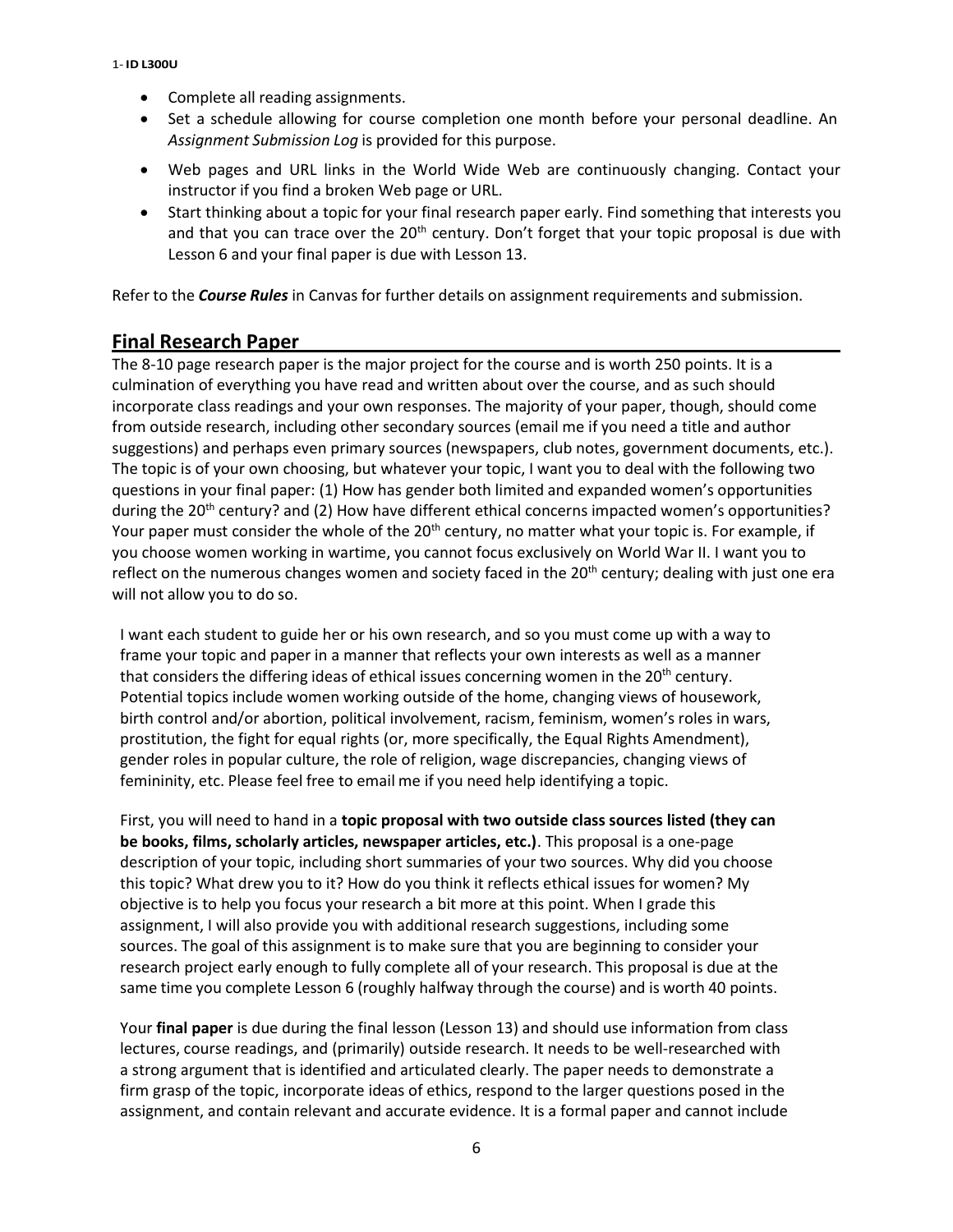- Complete all reading assignments.
- Set a schedule allowing for course completion one month before your personal deadline. An *Assignment Submission Log* is provided for this purpose.
- Web pages and URL links in the World Wide Web are continuously changing. Contact your instructor if you find a broken Web page or URL.
- Start thinking about a topic for your final research paper early. Find something that interests you and that you can trace over the 20th century. Don't forget that your topic proposal is due with Lesson 6 and your final paper is due with Lesson 13.

Refer to the ***Course Rules*** in Canvas for further details on assignment requirements and submission.

## Final Research Paper

The 8-10 page research paper is the major project for the course and is worth 250 points. It is a culmination of everything you have read and written about over the course, and as such should incorporate class readings and your own responses. The majority of your paper, though, should come from outside research, including other secondary sources (email me if you need a title and author suggestions) and perhaps even primary sources (newspapers, club notes, government documents, etc.). The topic is of your own choosing, but whatever your topic, I want you to deal with the following two questions in your final paper: (1) How has gender both limited and expanded women's opportunities during the 20th century? and (2) How have different ethical concerns impacted women's opportunities? Your paper must consider the whole of the 20th century, no matter what your topic is. For example, if you choose women working in wartime, you cannot focus exclusively on World War II. I want you to reflect on the numerous changes women and society faced in the 20th century; dealing with just one era will not allow you to do so.

I want each student to guide her or his own research, and so you must come up with a way to frame your topic and paper in a manner that reflects your own interests as well as a manner that considers the differing ideas of ethical issues concerning women in the 20th century. Potential topics include women working outside of the home, changing views of housework, birth control and/or abortion, political involvement, racism, feminism, women's roles in wars, prostitution, the fight for equal rights (or, more specifically, the Equal Rights Amendment), gender roles in popular culture, the role of religion, wage discrepancies, changing views of femininity, etc. Please feel free to email me if you need help identifying a topic.

First, you will need to hand in a **topic proposal with two outside class sources listed (they can be books, films, scholarly articles, newspaper articles, etc.)**. This proposal is a one-page description of your topic, including short summaries of your two sources. Why did you choose this topic? What drew you to it? How do you think it reflects ethical issues for women? My objective is to help you focus your research a bit more at this point. When I grade this assignment, I will also provide you with additional research suggestions, including some sources. The goal of this assignment is to make sure that you are beginning to consider your research project early enough to fully complete all of your research. This proposal is due at the same time you complete Lesson 6 (roughly halfway through the course) and is worth 40 points.

Your **final paper** is due during the final lesson (Lesson 13) and should use information from class lectures, course readings, and (primarily) outside research. It needs to be well-researched with a strong argument that is identified and articulated clearly. The paper needs to demonstrate a firm grasp of the topic, incorporate ideas of ethics, respond to the larger questions posed in the assignment, and contain relevant and accurate evidence. It is a formal paper and cannot include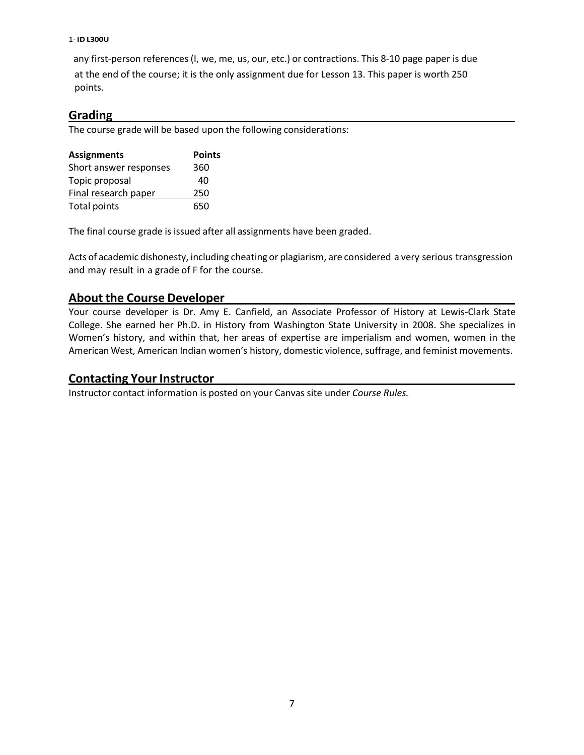any first-person references (I, we, me, us, our, etc.) or contractions. This 8-10 page paper is due at the end of the course; it is the only assignment due for Lesson 13. This paper is worth 250 points.

## Grading

The course grade will be based upon the following considerations:

| Assignments | Points |
|---|---|
| Short answer responses | 360 |
| Topic proposal | 40 |
| Final research paper | 250 |
| Total points | 650 |

The final course grade is issued after all assignments have been graded.

Acts of academic dishonesty, including cheating or plagiarism, are considered a very serious transgression and may result in a grade of F for the course.

## About the Course Developer

Your course developer is Dr. Amy E. Canfield, an Associate Professor of History at Lewis-Clark State College. She earned her Ph.D. in History from Washington State University in 2008. She specializes in Women's history, and within that, her areas of expertise are imperialism and women, women in the American West, American Indian women's history, domestic violence, suffrage, and feminist movements.

## Contacting Your Instructor

Instructor contact information is posted on your Canvas site under *Course Rules.*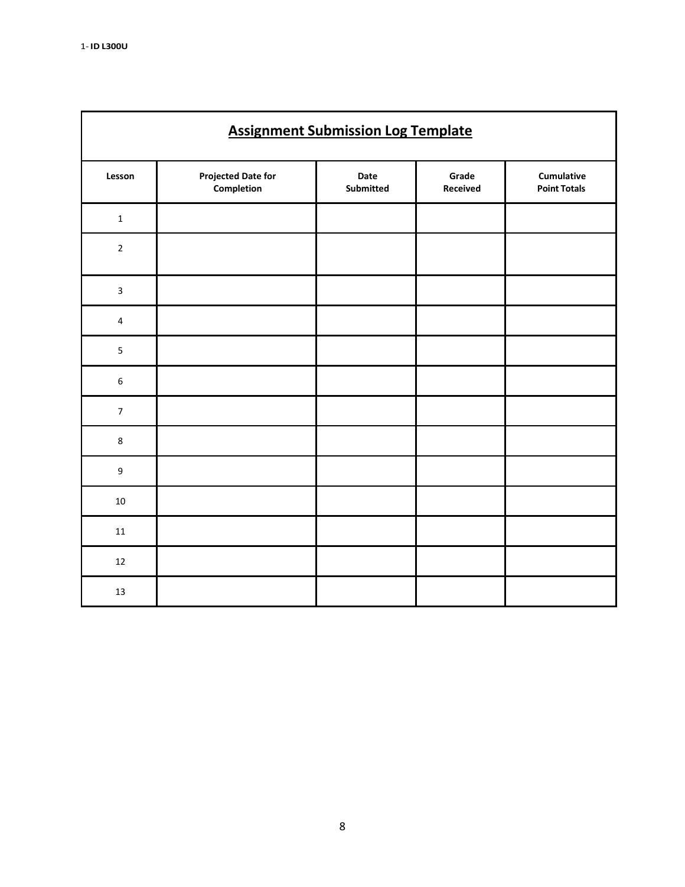## Assignment Submission Log Template

| Lesson | Projected Date for Completion | Date Submitted | Grade Received | Cumulative Point Totals |
|---|---|---|---|---|
| 1 | | | | |
| 2 | | | | |
| 3 | | | | |
| 4 | | | | |
| 5 | | | | |
| 6 | | | | |
| 7 | | | | |
| 8 | | | | |
| 9 | | | | |
| 10 | | | | |
| 11 | | | | |
| 12 | | | | |
| 13 | | | | |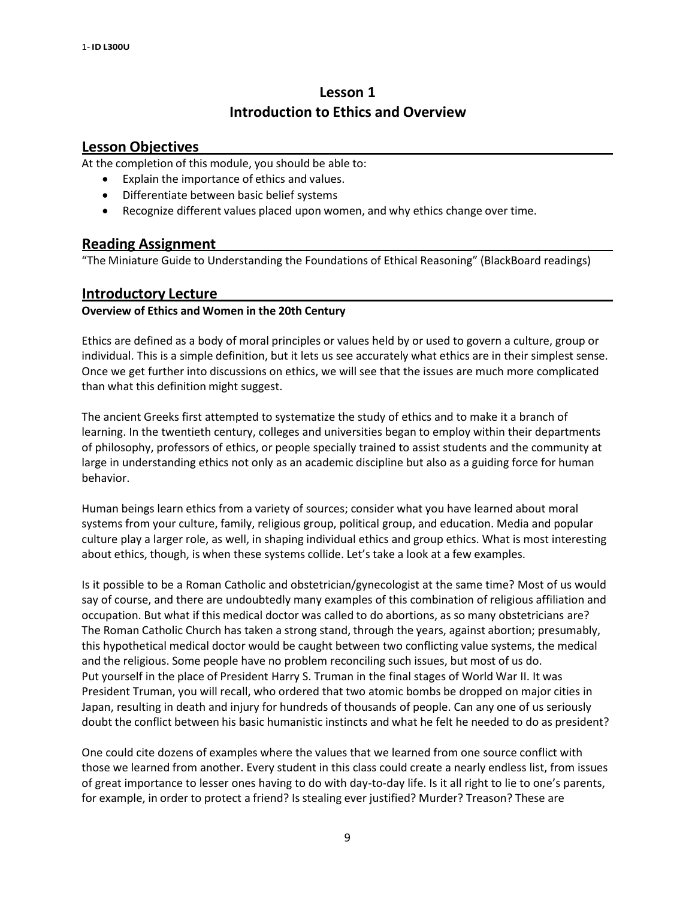# Lesson 1
# Introduction to Ethics and Overview

## Lesson Objectives

At the completion of this module, you should be able to:

- Explain the importance of ethics and values.
- Differentiate between basic belief systems
- Recognize different values placed upon women, and why ethics change over time.

## Reading Assignment

"The Miniature Guide to Understanding the Foundations of Ethical Reasoning" (BlackBoard readings)

## Introductory Lecture

**Overview of Ethics and Women in the 20th Century**

Ethics are defined as a body of moral principles or values held by or used to govern a culture, group or individual. This is a simple definition, but it lets us see accurately what ethics are in their simplest sense. Once we get further into discussions on ethics, we will see that the issues are much more complicated than what this definition might suggest.

The ancient Greeks first attempted to systematize the study of ethics and to make it a branch of learning. In the twentieth century, colleges and universities began to employ within their departments of philosophy, professors of ethics, or people specially trained to assist students and the community at large in understanding ethics not only as an academic discipline but also as a guiding force for human behavior.

Human beings learn ethics from a variety of sources; consider what you have learned about moral systems from your culture, family, religious group, political group, and education. Media and popular culture play a larger role, as well, in shaping individual ethics and group ethics. What is most interesting about ethics, though, is when these systems collide. Let's take a look at a few examples.

Is it possible to be a Roman Catholic and obstetrician/gynecologist at the same time? Most of us would say of course, and there are undoubtedly many examples of this combination of religious affiliation and occupation. But what if this medical doctor was called to do abortions, as so many obstetricians are? The Roman Catholic Church has taken a strong stand, through the years, against abortion; presumably, this hypothetical medical doctor would be caught between two conflicting value systems, the medical and the religious. Some people have no problem reconciling such issues, but most of us do.
Put yourself in the place of President Harry S. Truman in the final stages of World War II. It was President Truman, you will recall, who ordered that two atomic bombs be dropped on major cities in Japan, resulting in death and injury for hundreds of thousands of people. Can any one of us seriously doubt the conflict between his basic humanistic instincts and what he felt he needed to do as president?

One could cite dozens of examples where the values that we learned from one source conflict with those we learned from another. Every student in this class could create a nearly endless list, from issues of great importance to lesser ones having to do with day-to-day life. Is it all right to lie to one's parents, for example, in order to protect a friend? Is stealing ever justified? Murder? Treason? These are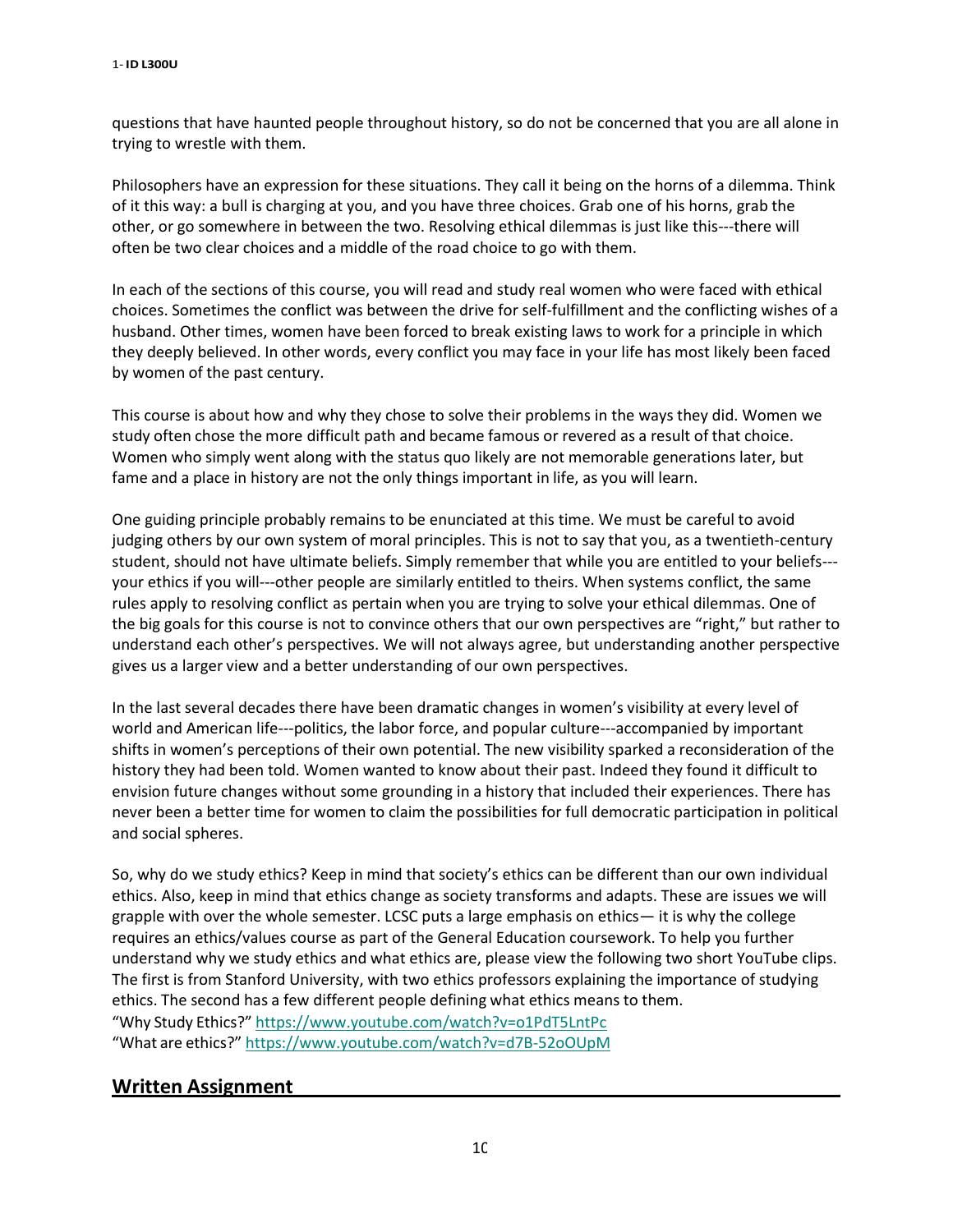questions that have haunted people throughout history, so do not be concerned that you are all alone in trying to wrestle with them.

Philosophers have an expression for these situations. They call it being on the horns of a dilemma. Think of it this way: a bull is charging at you, and you have three choices. Grab one of his horns, grab the other, or go somewhere in between the two. Resolving ethical dilemmas is just like this---there will often be two clear choices and a middle of the road choice to go with them.

In each of the sections of this course, you will read and study real women who were faced with ethical choices. Sometimes the conflict was between the drive for self-fulfillment and the conflicting wishes of a husband. Other times, women have been forced to break existing laws to work for a principle in which they deeply believed. In other words, every conflict you may face in your life has most likely been faced by women of the past century.

This course is about how and why they chose to solve their problems in the ways they did. Women we study often chose the more difficult path and became famous or revered as a result of that choice. Women who simply went along with the status quo likely are not memorable generations later, but fame and a place in history are not the only things important in life, as you will learn.

One guiding principle probably remains to be enunciated at this time. We must be careful to avoid judging others by our own system of moral principles. This is not to say that you, as a twentieth-century student, should not have ultimate beliefs. Simply remember that while you are entitled to your beliefs---your ethics if you will---other people are similarly entitled to theirs. When systems conflict, the same rules apply to resolving conflict as pertain when you are trying to solve your ethical dilemmas. One of the big goals for this course is not to convince others that our own perspectives are "right," but rather to understand each other's perspectives. We will not always agree, but understanding another perspective gives us a larger view and a better understanding of our own perspectives.

In the last several decades there have been dramatic changes in women's visibility at every level of world and American life---politics, the labor force, and popular culture---accompanied by important shifts in women's perceptions of their own potential. The new visibility sparked a reconsideration of the history they had been told. Women wanted to know about their past. Indeed they found it difficult to envision future changes without some grounding in a history that included their experiences. There has never been a better time for women to claim the possibilities for full democratic participation in political and social spheres.

So, why do we study ethics? Keep in mind that society's ethics can be different than our own individual ethics. Also, keep in mind that ethics change as society transforms and adapts. These are issues we will grapple with over the whole semester. LCSC puts a large emphasis on ethics— it is why the college requires an ethics/values course as part of the General Education coursework. To help you further understand why we study ethics and what ethics are, please view the following two short YouTube clips. The first is from Stanford University, with two ethics professors explaining the importance of studying ethics. The second has a few different people defining what ethics means to them.
"Why Study Ethics?" https://www.youtube.com/watch?v=o1PdT5LntPc
"What are ethics?" https://www.youtube.com/watch?v=d7B-52oOUpM

## Written Assignment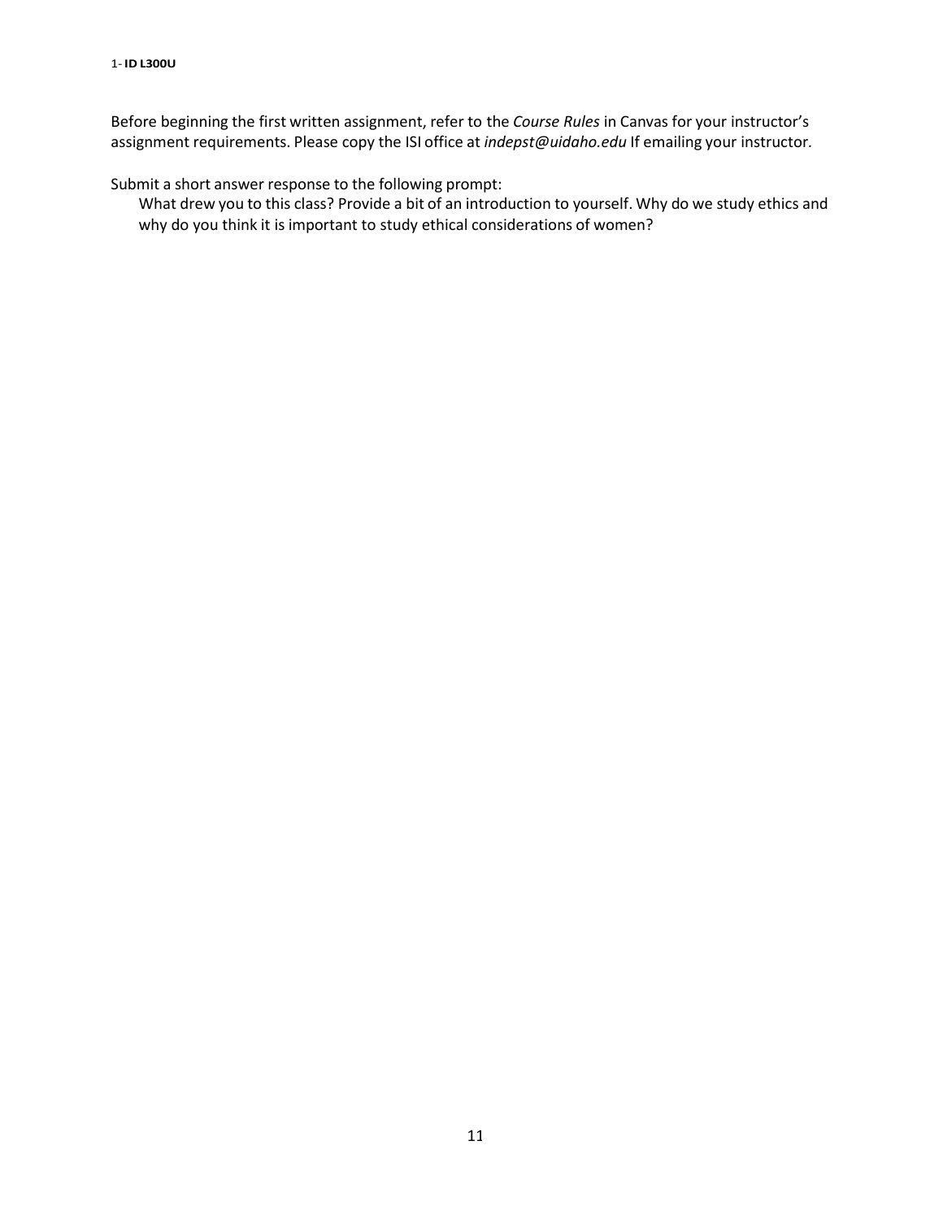1- **ID L300U**

Before beginning the first written assignment, refer to the *Course Rules* in Canvas for your instructor's assignment requirements. Please copy the ISI office at *indepst@uidaho.edu* If emailing your instructor.

Submit a short answer response to the following prompt:

> What drew you to this class? Provide a bit of an introduction to yourself. Why do we study ethics and why do you think it is important to study ethical considerations of women?